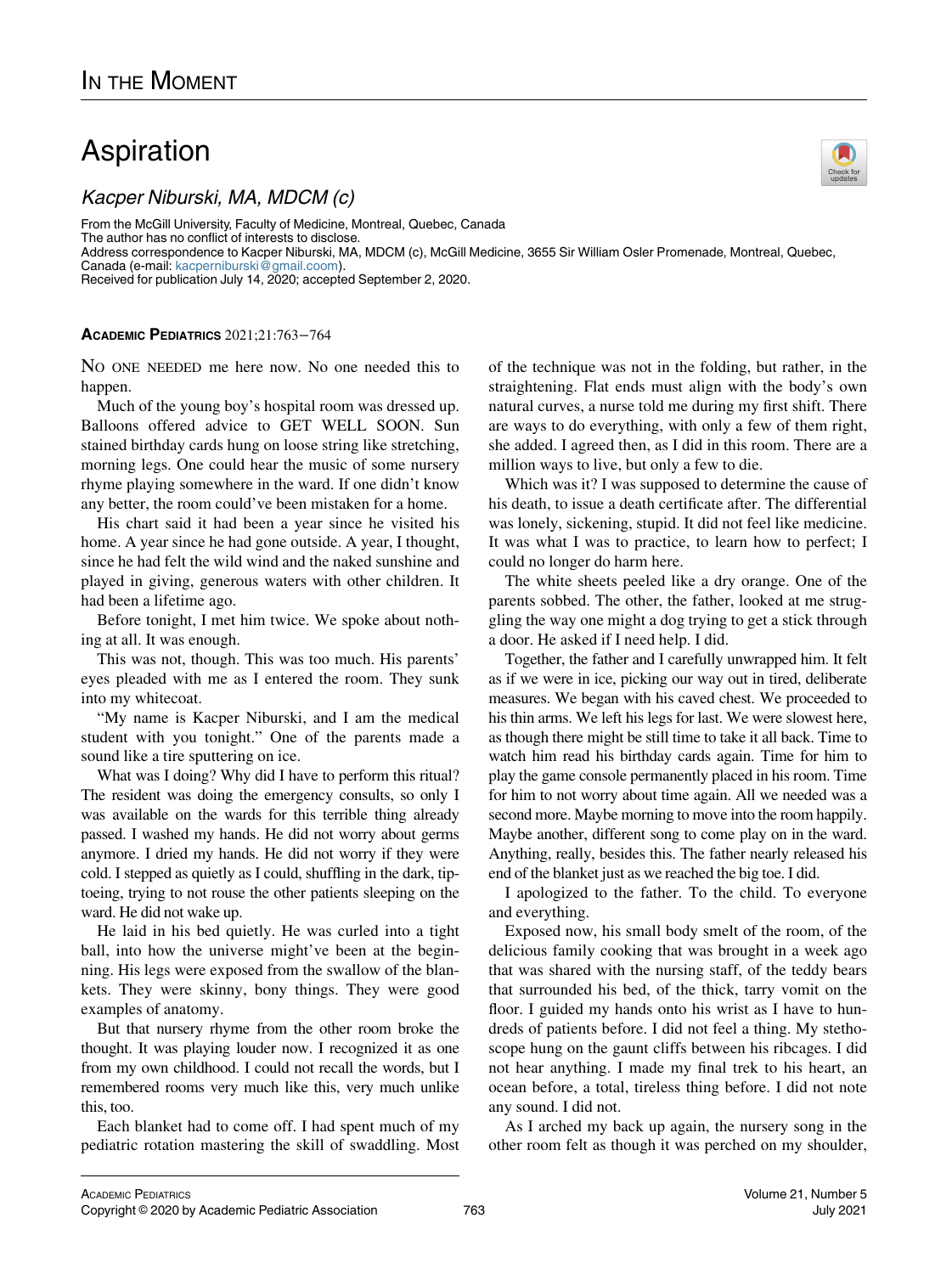# In the Moment

# Aspiration

*Kacper Niburski, MA, MDCM (c)*

From the McGill University, Faculty of Medicine, Montreal, Quebec, Canada
The author has no conflict of interests to disclose.
Address correspondence to Kacper Niburski, MA, MDCM (c), McGill Medicine, 3655 Sir William Osler Promenade, Montreal, Quebec, Canada (e-mail: kacperniburski@gmail.coom).
Received for publication July 14, 2020; accepted September 2, 2020.

**Academic Pediatrics** 2021;21:763−764

No one needed me here now. No one needed this to happen.

Much of the young boy's hospital room was dressed up. Balloons offered advice to GET WELL SOON. Sun stained birthday cards hung on loose string like stretching, morning legs. One could hear the music of some nursery rhyme playing somewhere in the ward. If one didn't know any better, the room could've been mistaken for a home.

His chart said it had been a year since he visited his home. A year since he had gone outside. A year, I thought, since he had felt the wild wind and the naked sunshine and played in giving, generous waters with other children. It had been a lifetime ago.

Before tonight, I met him twice. We spoke about nothing at all. It was enough.

This was not, though. This was too much. His parents' eyes pleaded with me as I entered the room. They sunk into my whitecoat.

"My name is Kacper Niburski, and I am the medical student with you tonight." One of the parents made a sound like a tire sputtering on ice.

What was I doing? Why did I have to perform this ritual? The resident was doing the emergency consults, so only I was available on the wards for this terrible thing already passed. I washed my hands. He did not worry about germs anymore. I dried my hands. He did not worry if they were cold. I stepped as quietly as I could, shuffling in the dark, tiptoeing, trying to not rouse the other patients sleeping on the ward. He did not wake up.

He laid in his bed quietly. He was curled into a tight ball, into how the universe might've been at the beginning. His legs were exposed from the swallow of the blankets. They were skinny, bony things. They were good examples of anatomy.

But that nursery rhyme from the other room broke the thought. It was playing louder now. I recognized it as one from my own childhood. I could not recall the words, but I remembered rooms very much like this, very much unlike this, too.

Each blanket had to come off. I had spent much of my pediatric rotation mastering the skill of swaddling. Most of the technique was not in the folding, but rather, in the straightening. Flat ends must align with the body's own natural curves, a nurse told me during my first shift. There are ways to do everything, with only a few of them right, she added. I agreed then, as I did in this room. There are a million ways to live, but only a few to die.

Which was it? I was supposed to determine the cause of his death, to issue a death certificate after. The differential was lonely, sickening, stupid. It did not feel like medicine. It was what I was to practice, to learn how to perfect; I could no longer do harm here.

The white sheets peeled like a dry orange. One of the parents sobbed. The other, the father, looked at me struggling the way one might a dog trying to get a stick through a door. He asked if I need help. I did.

Together, the father and I carefully unwrapped him. It felt as if we were in ice, picking our way out in tired, deliberate measures. We began with his caved chest. We proceeded to his thin arms. We left his legs for last. We were slowest here, as though there might be still time to take it all back. Time to watch him read his birthday cards again. Time for him to play the game console permanently placed in his room. Time for him to not worry about time again. All we needed was a second more. Maybe morning to move into the room happily. Maybe another, different song to come play on in the ward. Anything, really, besides this. The father nearly released his end of the blanket just as we reached the big toe. I did.

I apologized to the father. To the child. To everyone and everything.

Exposed now, his small body smelt of the room, of the delicious family cooking that was brought in a week ago that was shared with the nursing staff, of the teddy bears that surrounded his bed, of the thick, tarry vomit on the floor. I guided my hands onto his wrist as I have to hundreds of patients before. I did not feel a thing. My stethoscope hung on the gaunt cliffs between his ribcages. I did not hear anything. I made my final trek to his heart, an ocean before, a total, tireless thing before. I did not note any sound. I did not.

As I arched my back up again, the nursery song in the other room felt as though it was perched on my shoulder,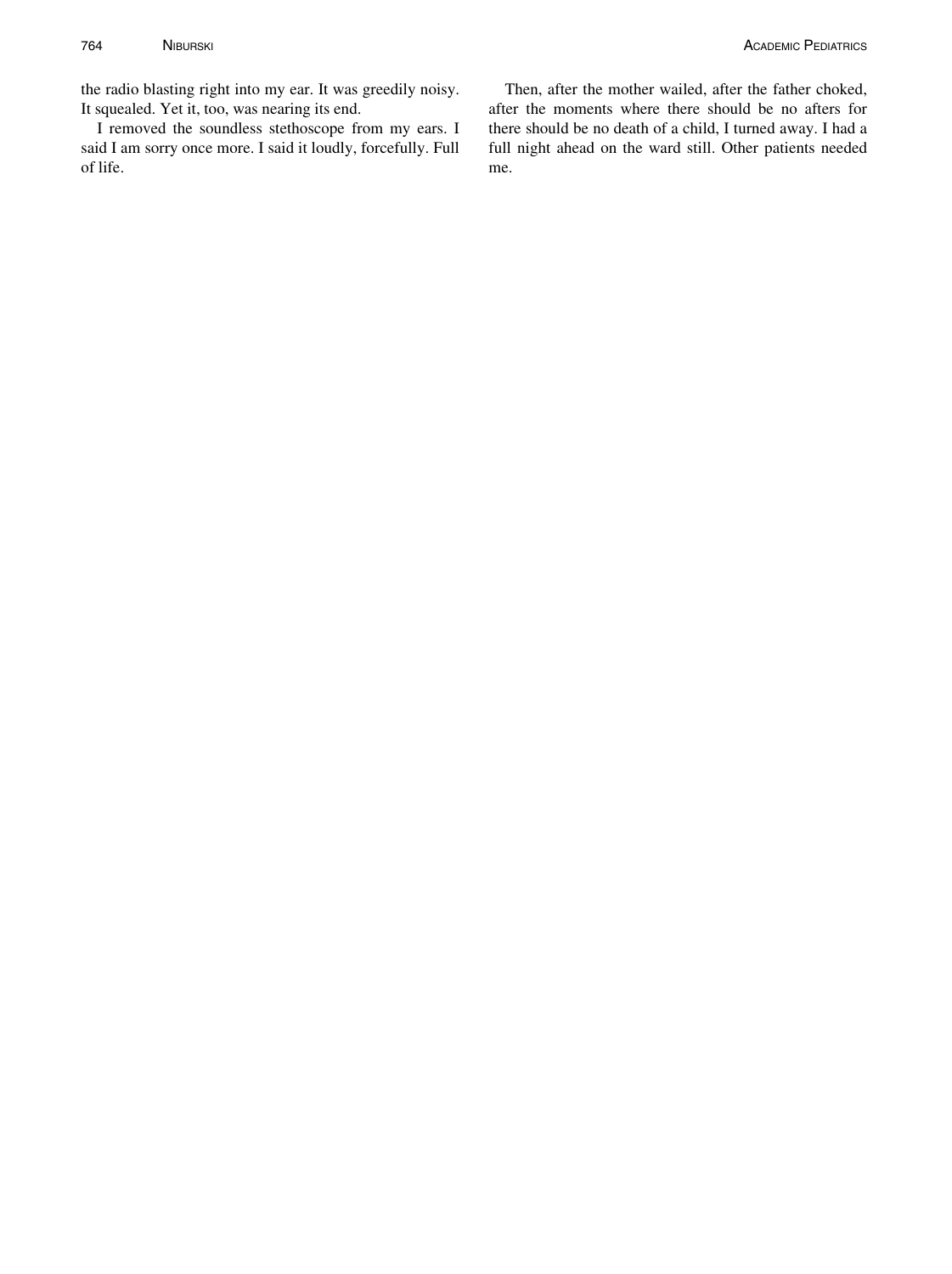the radio blasting right into my ear. It was greedily noisy. It squealed. Yet it, too, was nearing its end.

I removed the soundless stethoscope from my ears. I said I am sorry once more. I said it loudly, forcefully. Full of life.

Then, after the mother wailed, after the father choked, after the moments where there should be no afters for there should be no death of a child, I turned away. I had a full night ahead on the ward still. Other patients needed me.